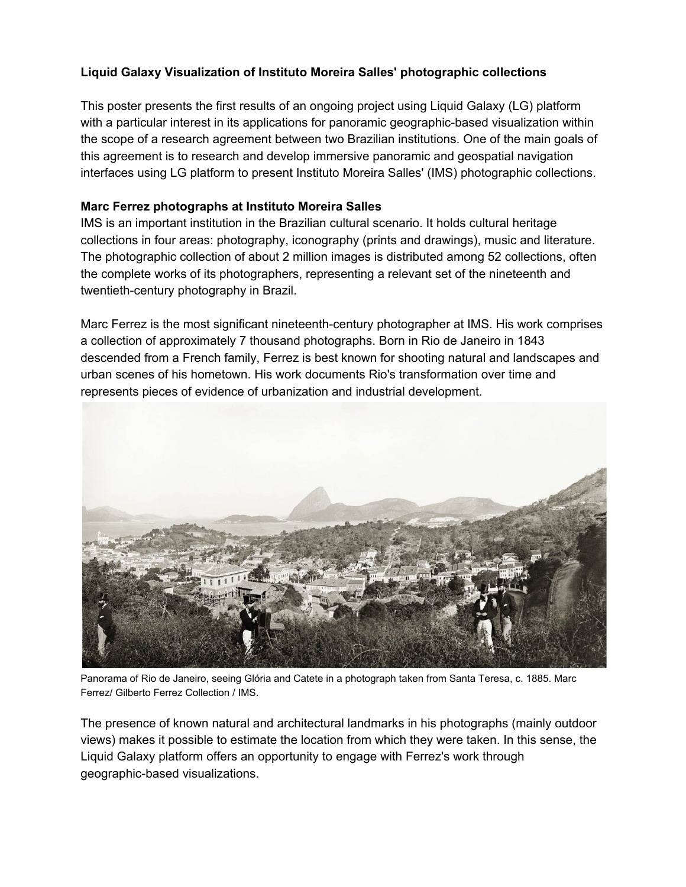**Liquid Galaxy Visualization of Instituto Moreira Salles' photographic collections**

This poster presents the first results of an ongoing project using Liquid Galaxy (LG) platform with a particular interest in its applications for panoramic geographic-based visualization within the scope of a research agreement between two Brazilian institutions. One of the main goals of this agreement is to research and develop immersive panoramic and geospatial navigation interfaces using LG platform to present Instituto Moreira Salles' (IMS) photographic collections.

**Marc Ferrez photographs at Instituto Moreira Salles**

IMS is an important institution in the Brazilian cultural scenario. It holds cultural heritage collections in four areas: photography, iconography (prints and drawings), music and literature. The photographic collection of about 2 million images is distributed among 52 collections, often the complete works of its photographers, representing a relevant set of the nineteenth and twentieth-century photography in Brazil.

Marc Ferrez is the most significant nineteenth-century photographer at IMS. His work comprises a collection of approximately 7 thousand photographs. Born in Rio de Janeiro in 1843 descended from a French family, Ferrez is best known for shooting natural and landscapes and urban scenes of his hometown. His work documents Rio's transformation over time and represents pieces of evidence of urbanization and industrial development.

Panorama of Rio de Janeiro, seeing Glória and Catete in a photograph taken from Santa Teresa, c. 1885. Marc Ferrez/ Gilberto Ferrez Collection / IMS.

The presence of known natural and architectural landmarks in his photographs (mainly outdoor views) makes it possible to estimate the location from which they were taken. In this sense, the Liquid Galaxy platform offers an opportunity to engage with Ferrez's work through geographic-based visualizations.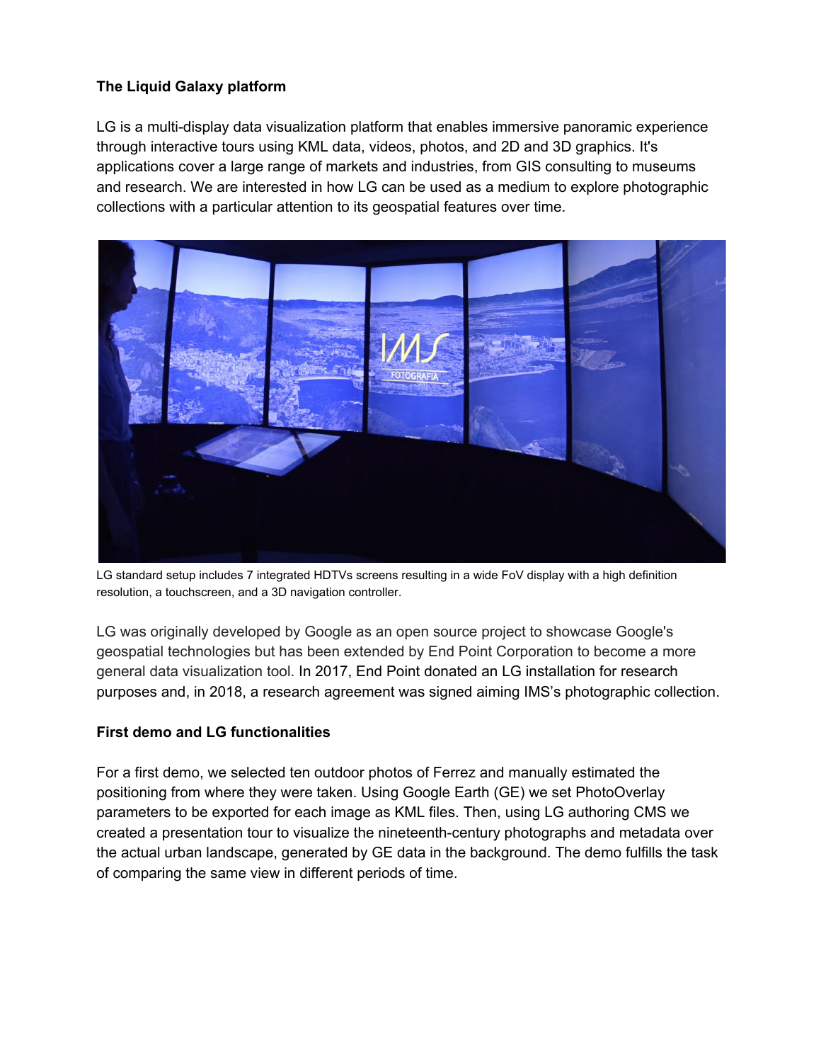**The Liquid Galaxy platform**

LG is a multi-display data visualization platform that enables immersive panoramic experience through interactive tours using KML data, videos, photos, and 2D and 3D graphics. It's applications cover a large range of markets and industries, from GIS consulting to museums and research. We are interested in how LG can be used as a medium to explore photographic collections with a particular attention to its geospatial features over time.

LG standard setup includes 7 integrated HDTVs screens resulting in a wide FoV display with a high definition resolution, a touchscreen, and a 3D navigation controller.

LG was originally developed by Google as an open source project to showcase Google's geospatial technologies but has been extended by End Point Corporation to become a more general data visualization tool. In 2017, End Point donated an LG installation for research purposes and, in 2018, a research agreement was signed aiming IMS's photographic collection.

**First demo and LG functionalities**

For a first demo, we selected ten outdoor photos of Ferrez and manually estimated the positioning from where they were taken. Using Google Earth (GE) we set PhotoOverlay parameters to be exported for each image as KML files. Then, using LG authoring CMS we created a presentation tour to visualize the nineteenth-century photographs and metadata over the actual urban landscape, generated by GE data in the background. The demo fulfills the task of comparing the same view in different periods of time.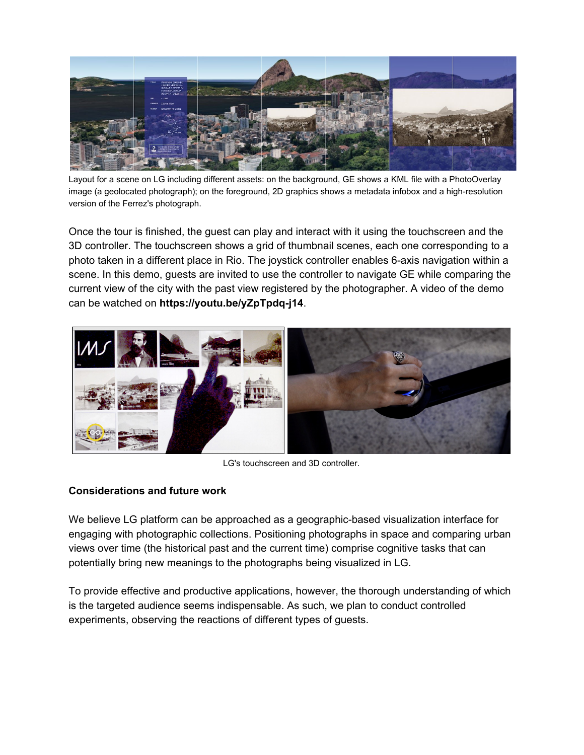Layout for a scene on LG including different assets: on the background, GE shows a KML file with a PhotoOverlay image (a geolocated photograph); on the foreground, 2D graphics shows a metadata infobox and a high-resolution version of the Ferrez's photograph.

Once the tour is finished, the guest can play and interact with it using the touchscreen and the 3D controller. The touchscreen shows a grid of thumbnail scenes, each one corresponding to a photo taken in a different place in Rio. The joystick controller enables 6-axis navigation within a scene. In this demo, guests are invited to use the controller to navigate GE while comparing the current view of the city with the past view registered by the photographer. A video of the demo can be watched on **https://youtu.be/yZpTpdq-j14**.

LG's touchscreen and 3D controller.

**Considerations and future work**

We believe LG platform can be approached as a geographic-based visualization interface for engaging with photographic collections. Positioning photographs in space and comparing urban views over time (the historical past and the current time) comprise cognitive tasks that can potentially bring new meanings to the photographs being visualized in LG.

To provide effective and productive applications, however, the thorough understanding of which is the targeted audience seems indispensable. As such, we plan to conduct controlled experiments, observing the reactions of different types of guests.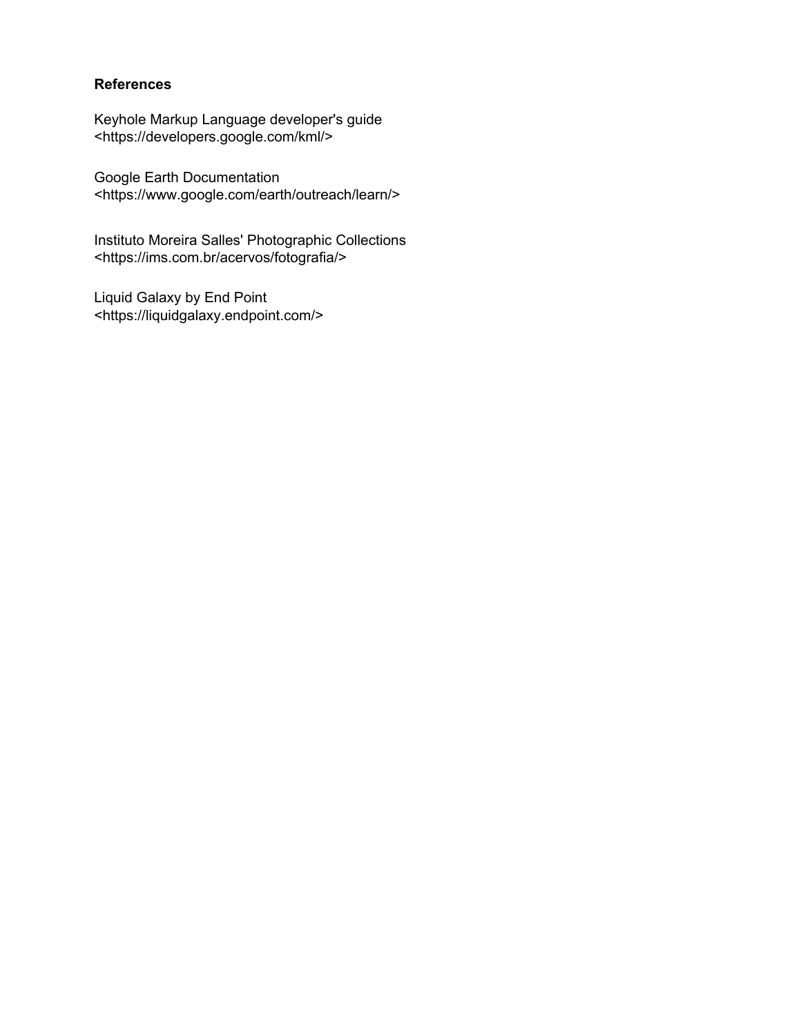**References**

Keyhole Markup Language developer's guide
<https://developers.google.com/kml/>

Google Earth Documentation
<https://www.google.com/earth/outreach/learn/>

Instituto Moreira Salles' Photographic Collections
<https://ims.com.br/acervos/fotografia/>

Liquid Galaxy by End Point
<https://liquidgalaxy.endpoint.com/>